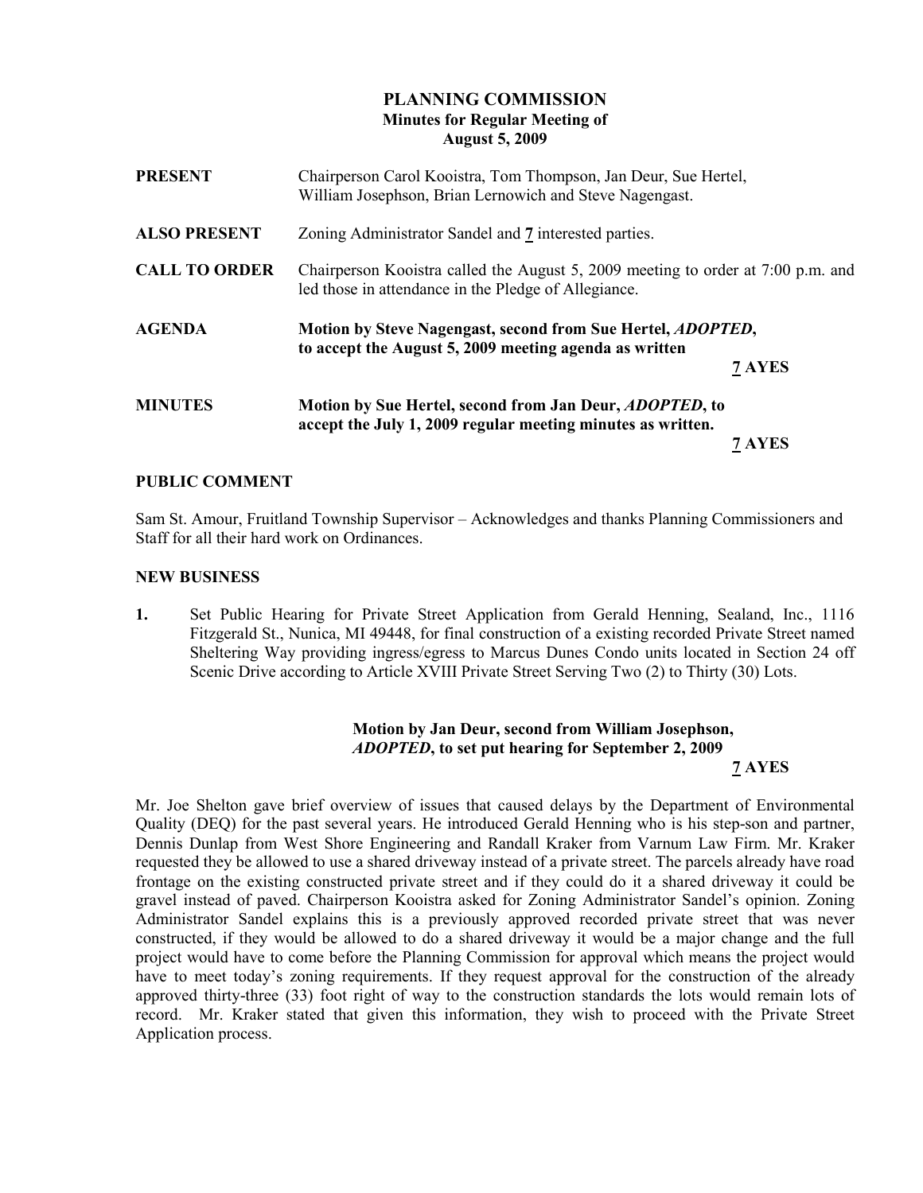# PLANNING COMMISSION
## Minutes for Regular Meeting of
## August 5, 2009

**PRESENT** Chairperson Carol Kooistra, Tom Thompson, Jan Deur, Sue Hertel, William Josephson, Brian Lernowich and Steve Nagengast.

**ALSO PRESENT** Zoning Administrator Sandel and **7** interested parties.

**CALL TO ORDER** Chairperson Kooistra called the August 5, 2009 meeting to order at 7:00 p.m. and led those in attendance in the Pledge of Allegiance.

**AGENDA** **Motion by Steve Nagengast, second from Sue Hertel, *ADOPTED*, to accept the August 5, 2009 meeting agenda as written**

**7 AYES**

**MINUTES** **Motion by Sue Hertel, second from Jan Deur, *ADOPTED*, to accept the July 1, 2009 regular meeting minutes as written.**

**7 AYES**

### PUBLIC COMMENT

Sam St. Amour, Fruitland Township Supervisor – Acknowledges and thanks Planning Commissioners and Staff for all their hard work on Ordinances.

### NEW BUSINESS

**1.** Set Public Hearing for Private Street Application from Gerald Henning, Sealand, Inc., 1116 Fitzgerald St., Nunica, MI 49448, for final construction of a existing recorded Private Street named Sheltering Way providing ingress/egress to Marcus Dunes Condo units located in Section 24 off Scenic Drive according to Article XVIII Private Street Serving Two (2) to Thirty (30) Lots.

**Motion by Jan Deur, second from William Josephson, *ADOPTED*, to set put hearing for September 2, 2009**

**7 AYES**

Mr. Joe Shelton gave brief overview of issues that caused delays by the Department of Environmental Quality (DEQ) for the past several years. He introduced Gerald Henning who is his step-son and partner, Dennis Dunlap from West Shore Engineering and Randall Kraker from Varnum Law Firm. Mr. Kraker requested they be allowed to use a shared driveway instead of a private street. The parcels already have road frontage on the existing constructed private street and if they could do it a shared driveway it could be gravel instead of paved. Chairperson Kooistra asked for Zoning Administrator Sandel's opinion. Zoning Administrator Sandel explains this is a previously approved recorded private street that was never constructed, if they would be allowed to do a shared driveway it would be a major change and the full project would have to come before the Planning Commission for approval which means the project would have to meet today's zoning requirements. If they request approval for the construction of the already approved thirty-three (33) foot right of way to the construction standards the lots would remain lots of record. Mr. Kraker stated that given this information, they wish to proceed with the Private Street Application process.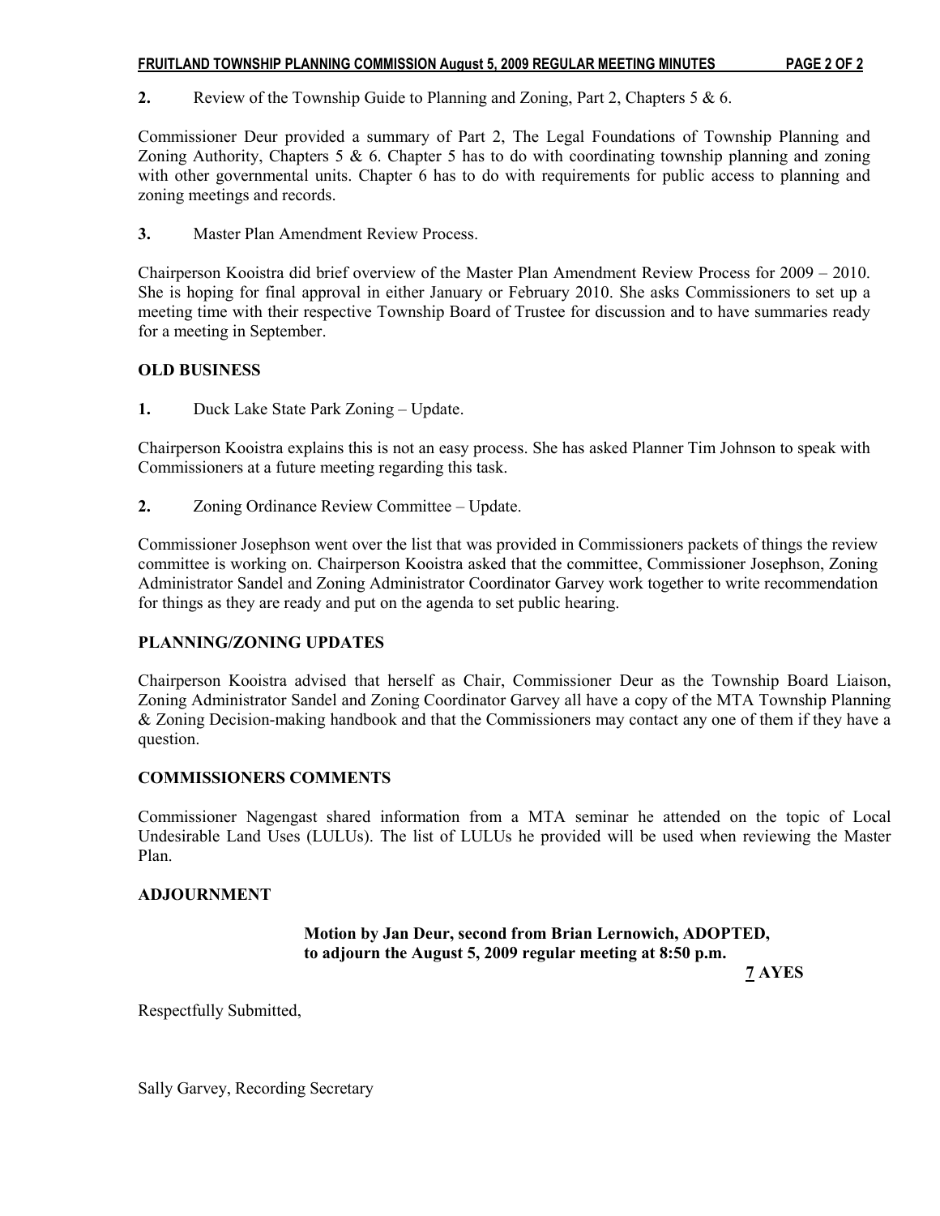**2.** Review of the Township Guide to Planning and Zoning, Part 2, Chapters 5 & 6.

Commissioner Deur provided a summary of Part 2, The Legal Foundations of Township Planning and Zoning Authority, Chapters 5 & 6. Chapter 5 has to do with coordinating township planning and zoning with other governmental units. Chapter 6 has to do with requirements for public access to planning and zoning meetings and records.

**3.** Master Plan Amendment Review Process.

Chairperson Kooistra did brief overview of the Master Plan Amendment Review Process for 2009 – 2010. She is hoping for final approval in either January or February 2010. She asks Commissioners to set up a meeting time with their respective Township Board of Trustee for discussion and to have summaries ready for a meeting in September.

**OLD BUSINESS**

**1.** Duck Lake State Park Zoning – Update.

Chairperson Kooistra explains this is not an easy process. She has asked Planner Tim Johnson to speak with Commissioners at a future meeting regarding this task.

**2.** Zoning Ordinance Review Committee – Update.

Commissioner Josephson went over the list that was provided in Commissioners packets of things the review committee is working on. Chairperson Kooistra asked that the committee, Commissioner Josephson, Zoning Administrator Sandel and Zoning Administrator Coordinator Garvey work together to write recommendation for things as they are ready and put on the agenda to set public hearing.

**PLANNING/ZONING UPDATES**

Chairperson Kooistra advised that herself as Chair, Commissioner Deur as the Township Board Liaison, Zoning Administrator Sandel and Zoning Coordinator Garvey all have a copy of the MTA Township Planning & Zoning Decision-making handbook and that the Commissioners may contact any one of them if they have a question.

**COMMISSIONERS COMMENTS**

Commissioner Nagengast shared information from a MTA seminar he attended on the topic of Local Undesirable Land Uses (LULUs). The list of LULUs he provided will be used when reviewing the Master Plan.

**ADJOURNMENT**

**Motion by Jan Deur, second from Brian Lernowich, ADOPTED, to adjourn the August 5, 2009 regular meeting at 8:50 p.m.**

**7 AYES**

Respectfully Submitted,

Sally Garvey, Recording Secretary